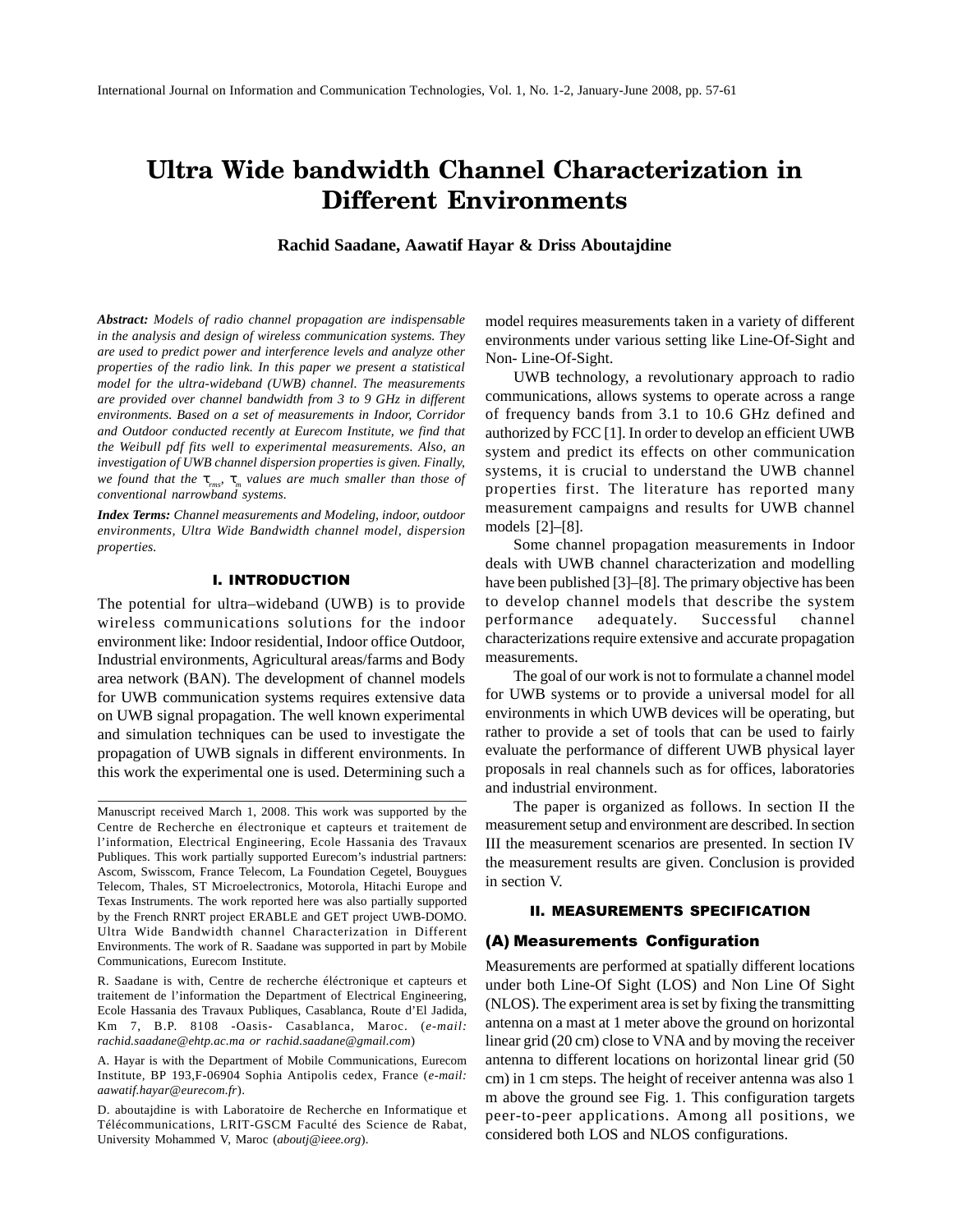# Ultra Wide bandwidth Channel Characterization in Different Environments

**Rachid Saadane, Aawatif Hayar & Driss Aboutajdine**

***Abstract:*** *Models of radio channel propagation are indispensable in the analysis and design of wireless communication systems. They are used to predict power and interference levels and analyze other properties of the radio link. In this paper we present a statistical model for the ultra-wideband (UWB) channel. The measurements are provided over channel bandwidth from 3 to 9 GHz in different environments. Based on a set of measurements in Indoor, Corridor and Outdoor conducted recently at Eurecom Institute, we find that the Weibull pdf fits well to experimental measurements. Also, an investigation of UWB channel dispersion properties is given. Finally, we found that the $\tau_{rms}$, $\tau_m$ values are much smaller than those of conventional narrowband systems.*

***Index Terms:*** *Channel measurements and Modeling, indoor, outdoor environments, Ultra Wide Bandwidth channel model, dispersion properties.*

## I. INTRODUCTION

The potential for ultra–wideband (UWB) is to provide wireless communications solutions for the indoor environment like: Indoor residential, Indoor office Outdoor, Industrial environments, Agricultural areas/farms and Body area network (BAN). The development of channel models for UWB communication systems requires extensive data on UWB signal propagation. The well known experimental and simulation techniques can be used to investigate the propagation of UWB signals in different environments. In this work the experimental one is used. Determining such a model requires measurements taken in a variety of different environments under various setting like Line-Of-Sight and Non- Line-Of-Sight.

UWB technology, a revolutionary approach to radio communications, allows systems to operate across a range of frequency bands from 3.1 to 10.6 GHz defined and authorized by FCC [1]. In order to develop an efficient UWB system and predict its effects on other communication systems, it is crucial to understand the UWB channel properties first. The literature has reported many measurement campaigns and results for UWB channel models [2]–[8].

Some channel propagation measurements in Indoor deals with UWB channel characterization and modelling have been published [3]–[8]. The primary objective has been to develop channel models that describe the system performance adequately. Successful channel characterizations require extensive and accurate propagation measurements.

The goal of our work is not to formulate a channel model for UWB systems or to provide a universal model for all environments in which UWB devices will be operating, but rather to provide a set of tools that can be used to fairly evaluate the performance of different UWB physical layer proposals in real channels such as for offices, laboratories and industrial environment.

The paper is organized as follows. In section II the measurement setup and environment are described. In section III the measurement scenarios are presented. In section IV the measurement results are given. Conclusion is provided in section V.

## II. MEASUREMENTS SPECIFICATION

### (A) Measurements Configuration

Measurements are performed at spatially different locations under both Line-Of Sight (LOS) and Non Line Of Sight (NLOS). The experiment area is set by fixing the transmitting antenna on a mast at 1 meter above the ground on horizontal linear grid (20 cm) close to VNA and by moving the receiver antenna to different locations on horizontal linear grid (50 cm) in 1 cm steps. The height of receiver antenna was also 1 m above the ground see Fig. 1. This configuration targets peer-to-peer applications. Among all positions, we considered both LOS and NLOS configurations.

---

Manuscript received March 1, 2008. This work was supported by the Centre de Recherche en électronique et capteurs et traitement de l'information, Electrical Engineering, Ecole Hassania des Travaux Publiques. This work partially supported Eurecom's industrial partners: Ascom, Swisscom, France Telecom, La Foundation Cegetel, Bouygues Telecom, Thales, ST Microelectronics, Motorola, Hitachi Europe and Texas Instruments. The work reported here was also partially supported by the French RNRT project ERABLE and GET project UWB-DOMO. Ultra Wide Bandwidth channel Characterization in Different Environments. The work of R. Saadane was supported in part by Mobile Communications, Eurecom Institute.

R. Saadane is with, Centre de recherche éléctronique et capteurs et traitement de l'information the Department of Electrical Engineering, Ecole Hassania des Travaux Publiques, Casablanca, Route d'El Jadida, Km 7, B.P. 8108 -Oasis- Casablanca, Maroc. (*e-mail: rachid.saadane@ehtp.ac.ma or rachid.saadane@gmail.com*)

A. Hayar is with the Department of Mobile Communications, Eurecom Institute, BP 193,F-06904 Sophia Antipolis cedex, France (*e-mail: aawatif.hayar@eurecom.fr*).

D. aboutajdine is with Laboratoire de Recherche en Informatique et Télécommunications, LRIT-GSCM Faculté des Science de Rabat, University Mohammed V, Maroc (*aboutj@ieee.org*).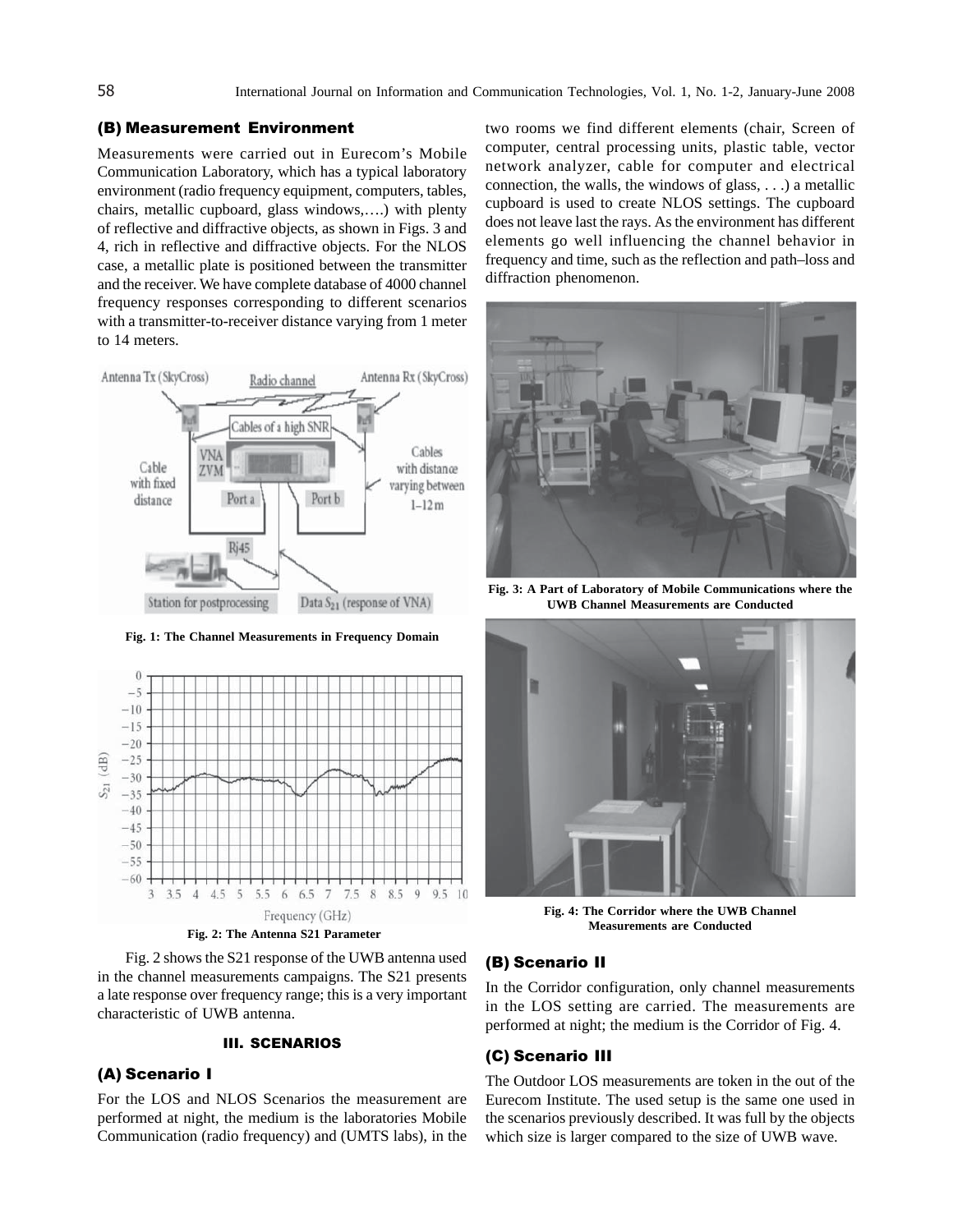### (B) Measurement Environment

Measurements were carried out in Eurecom's Mobile Communication Laboratory, which has a typical laboratory environment (radio frequency equipment, computers, tables, chairs, metallic cupboard, glass windows,….) with plenty of reflective and diffractive objects, as shown in Figs. 3 and 4, rich in reflective and diffractive objects. For the NLOS case, a metallic plate is positioned between the transmitter and the receiver. We have complete database of 4000 channel frequency responses corresponding to different scenarios with a transmitter-to-receiver distance varying from 1 meter to 14 meters.

**Fig. 1: The Channel Measurements in Frequency Domain**

**Fig. 2: The Antenna S21 Parameter**

Fig. 2 shows the S21 response of the UWB antenna used in the channel measurements campaigns. The S21 presents a late response over frequency range; this is a very important characteristic of UWB antenna.

## III. SCENARIOS

### (A) Scenario I

For the LOS and NLOS Scenarios the measurement are performed at night, the medium is the laboratories Mobile Communication (radio frequency) and (UMTS labs), in the two rooms we find different elements (chair, Screen of computer, central processing units, plastic table, vector network analyzer, cable for computer and electrical connection, the walls, the windows of glass, . . .) a metallic cupboard is used to create NLOS settings. The cupboard does not leave last the rays. As the environment has different elements go well influencing the channel behavior in frequency and time, such as the reflection and path–loss and diffraction phenomenon.

**Fig. 3: A Part of Laboratory of Mobile Communications where the UWB Channel Measurements are Conducted**

**Fig. 4: The Corridor where the UWB Channel Measurements are Conducted**

### (B) Scenario II

In the Corridor configuration, only channel measurements in the LOS setting are carried. The measurements are performed at night; the medium is the Corridor of Fig. 4.

### (C) Scenario III

The Outdoor LOS measurements are token in the out of the Eurecom Institute. The used setup is the same one used in the scenarios previously described. It was full by the objects which size is larger compared to the size of UWB wave.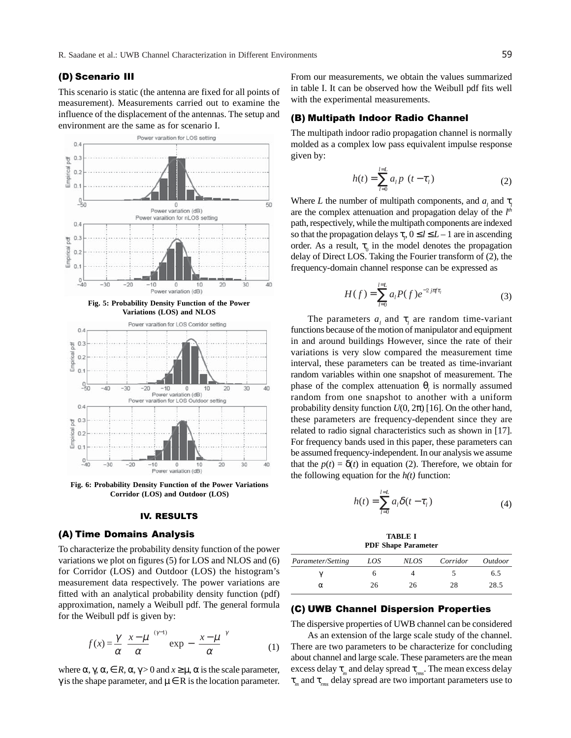### (D) Scenario III

This scenario is static (the antenna are fixed for all points of measurement). Measurements carried out to examine the influence of the displacement of the antennas. The setup and environment are the same as for scenario I.

**Fig. 5: Probability Density Function of the Power Variations (LOS) and NLOS**

**Fig. 6: Probability Density Function of the Power Variations Corridor (LOS) and Outdoor (LOS)**

## IV. RESULTS

### (A) Time Domains Analysis

To characterize the probability density function of the power variations we plot on figures (5) for LOS and NLOS and (6) for Corridor (LOS) and Outdoor (LOS) the histogram's measurement data respectively. The power variations are fitted with an analytical probability density function (pdf) approximation, namely a Weibull pdf. The general formula for the Weibull pdf is given by:

$$f(x) = \frac{\gamma}{\alpha}\left(\frac{x-\mu}{\alpha}\right)^{(\gamma-1)} \exp\left(-\left(\frac{x-\mu}{\alpha}\right)^{\gamma}\right) \tag{1}$$

where $\alpha, \gamma, \alpha, \in R, \alpha, \gamma > 0$ and $x \geq \mu$, $\alpha$ is the scale parameter, $\gamma$ is the shape parameter, and $\mu \in$ R is the location parameter.

From our measurements, we obtain the values summarized in table I. It can be observed how the Weibull pdf fits well with the experimental measurements.

### (B) Multipath Indoor Radio Channel

The multipath indoor radio propagation channel is normally molded as a complex low pass equivalent impulse response given by:

$$h(t) = \sum_{l=0}^{l=L} a_l \, p\,(t - \tau_l) \tag{2}$$

Where $L$ the number of multipath components, and $a_l$ and $\tau_l$ are the complex attenuation and propagation delay of the $l^{th}$ path, respectively, while the multipath components are indexed so that the propagation delays $\tau_l$, $0 \leq l \leq L-1$ are in ascending order. As a result, $\tau_0$ in the model denotes the propagation delay of Direct LOS. Taking the Fourier transform of (2), the frequency-domain channel response can be expressed as

$$H(f) = \sum_{l=0}^{l=L} a_l P(f) e^{-2j\pi f \tau_l} \tag{3}$$

The parameters $a_l$ and $\tau_l$ are random time-variant functions because of the motion of manipulator and equipment in and around buildings However, since the rate of their variations is very slow compared the measurement time interval, these parameters can be treated as time-invariant random variables within one snapshot of measurement. The phase of the complex attenuation $\theta_l$ is normally assumed random from one snapshot to another with a uniform probability density function $U(0, 2\pi)$ [16]. On the other hand, these parameters are frequency-dependent since they are related to radio signal characteristics such as shown in [17]. For frequency bands used in this paper, these parameters can be assumed frequency-independent. In our analysis we assume that the $p(t) = \delta(t)$ in equation (2). Therefore, we obtain for the following equation for the *h(t)* function:

$$h(t) = \sum_{l=0}^{l=L} a_l \delta(t - \tau_l) \tag{4}$$

**TABLE I**
**PDF Shape Parameter**

| *Parameter/Setting* | *LOS* | *NLOS* | *Corridor* | *Outdoor* |
|---|---|---|---|---|
| $\gamma$ | 6 | 4 | 5 | 6.5 |
| $\alpha$ | 26 | 26 | 28 | 28.5 |

### (C) UWB Channel Dispersion Properties

The dispersive properties of UWB channel can be considered

As an extension of the large scale study of the channel. There are two parameters to be characterize for concluding about channel and large scale. These parameters are the mean excess delay $\tau_m$ and delay spread $\tau_{rms}$. The mean excess delay $\tau_m$ and $\tau_{rms}$ delay spread are two important parameters use to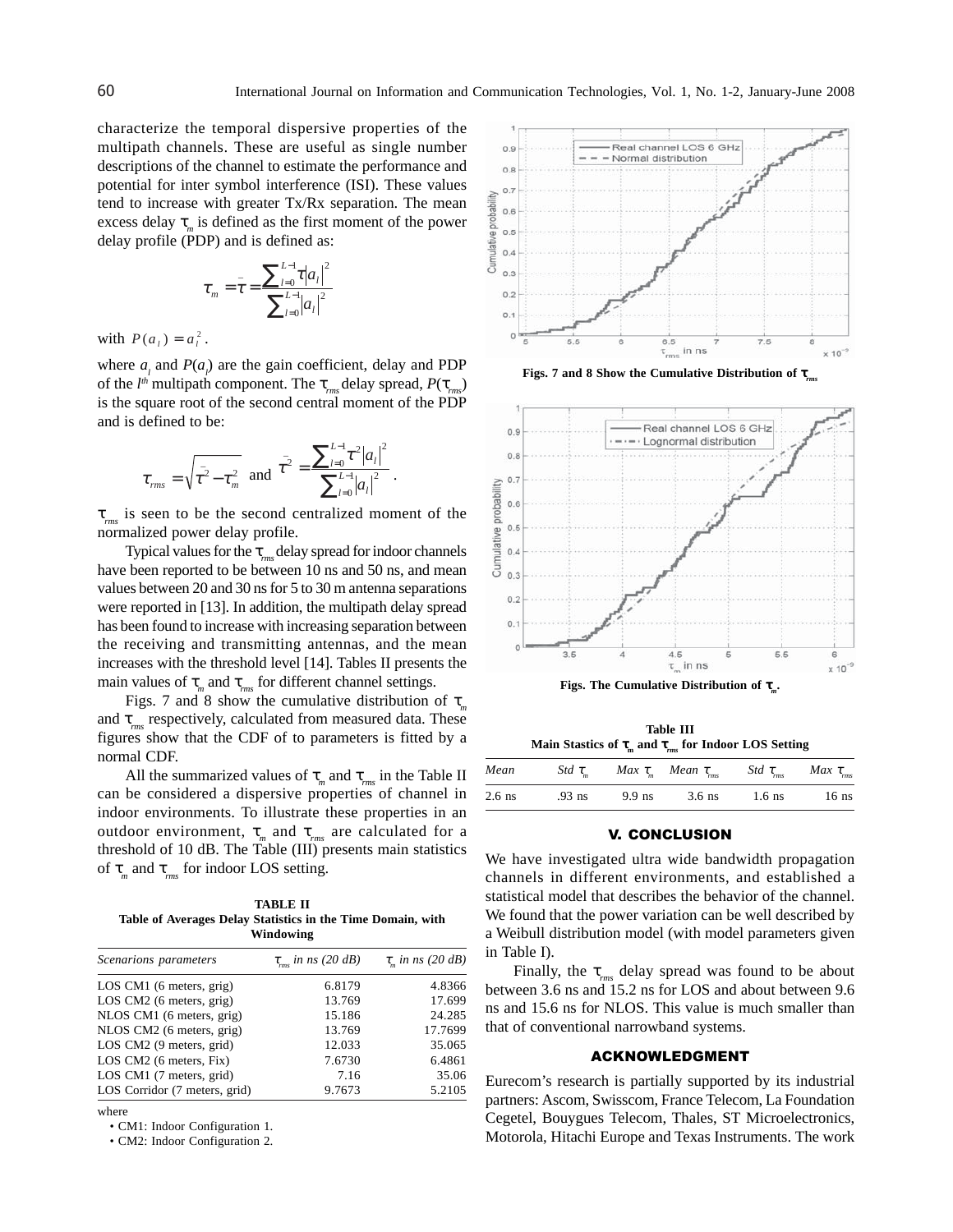characterize the temporal dispersive properties of the multipath channels. These are useful as single number descriptions of the channel to estimate the performance and potential for inter symbol interference (ISI). These values tend to increase with greater Tx/Rx separation. The mean excess delay $\tau_m$ is defined as the first moment of the power delay profile (PDP) and is defined as:

$$\tau_m = \bar{\tau} = \frac{\sum_{l=0}^{L-1} \tau |a_l|^2}{\sum_{l=0}^{L-1} |a_l|^2}$$

with $P(a_l) = a_l^2$.

where $a_l$ and $P(a_l)$ are the gain coefficient, delay and PDP of the $l^{th}$ multipath component. The $\tau_{rms}$ delay spread, $P(\tau_{rms})$ is the square root of the second central moment of the PDP and is defined to be:

$$\tau_{rms} = \sqrt{\bar{\tau^2} - \tau_m^2} \text{ and } \bar{\tau^2} = \frac{\sum_{l=0}^{L-1} \tau^2 |a_l|^2}{\sum_{l=0}^{L-1} |a_l|^2}.$$

$\tau_{rms}$ is seen to be the second centralized moment of the normalized power delay profile.

Typical values for the $\tau_{rms}$ delay spread for indoor channels have been reported to be between 10 ns and 50 ns, and mean values between 20 and 30 ns for 5 to 30 m antenna separations were reported in [13]. In addition, the multipath delay spread has been found to increase with increasing separation between the receiving and transmitting antennas, and the mean increases with the threshold level [14]. Tables II presents the main values of $\tau_m$ and $\tau_{rms}$ for different channel settings.

Figs. 7 and 8 show the cumulative distribution of $\tau_m$ and $\tau_{rms}$ respectively, calculated from measured data. These figures show that the CDF of to parameters is fitted by a normal CDF.

All the summarized values of $\tau_m$ and $\tau_{rms}$ in the Table II can be considered a dispersive properties of channel in indoor environments. To illustrate these properties in an outdoor environment, $\tau_m$ and $\tau_{rms}$ are calculated for a threshold of 10 dB. The Table (III) presents main statistics of $\tau_m$ and $\tau_{rms}$ for indoor LOS setting.

**TABLE II**
**Table of Averages Delay Statistics in the Time Domain, with Windowing**

| *Scenarions parameters* | $\tau_{rms}$ *in ns (20 dB)* | $\tau_m$ *in ns (20 dB)* |
|---|---|---|
| LOS CM1 (6 meters, grig) | 6.8179 | 4.8366 |
| LOS CM2 (6 meters, grig) | 13.769 | 17.699 |
| NLOS CM1 (6 meters, grig) | 15.186 | 24.285 |
| NLOS CM2 (6 meters, grig) | 13.769 | 17.7699 |
| LOS CM2 (9 meters, grid) | 12.033 | 35.065 |
| LOS CM2 (6 meters, Fix) | 7.6730 | 6.4861 |
| LOS CM1 (7 meters, grid) | 7.16 | 35.06 |
| LOS Corridor (7 meters, grid) | 9.7673 | 5.2105 |

where

- CM1: Indoor Configuration 1.
- CM2: Indoor Configuration 2.

**Figs. 7 and 8 Show the Cumulative Distribution of $\tau_{rms}$**

**Figs. The Cumulative Distribution of $\tau_m$.**

**Table III**
**Main Stastics of $\tau_m$ and $\tau_{rms}$ for Indoor LOS Setting**

| *Mean* | *Std* $\tau_m$ | *Max* $\tau_m$ | *Mean* $\tau_{rms}$ | *Std* $\tau_{rms}$ | *Max* $\tau_{rms}$ |
|---|---|---|---|---|---|
| 2.6 ns | .93 ns | 9.9 ns | 3.6 ns | 1.6 ns | 16 ns |

## V. CONCLUSION

We have investigated ultra wide bandwidth propagation channels in different environments, and established a statistical model that describes the behavior of the channel. We found that the power variation can be well described by a Weibull distribution model (with model parameters given in Table I).

Finally, the $\tau_{rms}$ delay spread was found to be about between 3.6 ns and 15.2 ns for LOS and about between 9.6 ns and 15.6 ns for NLOS. This value is much smaller than that of conventional narrowband systems.

## ACKNOWLEDGMENT

Eurecom's research is partially supported by its industrial partners: Ascom, Swisscom, France Telecom, La Foundation Cegetel, Bouygues Telecom, Thales, ST Microelectronics, Motorola, Hitachi Europe and Texas Instruments. The work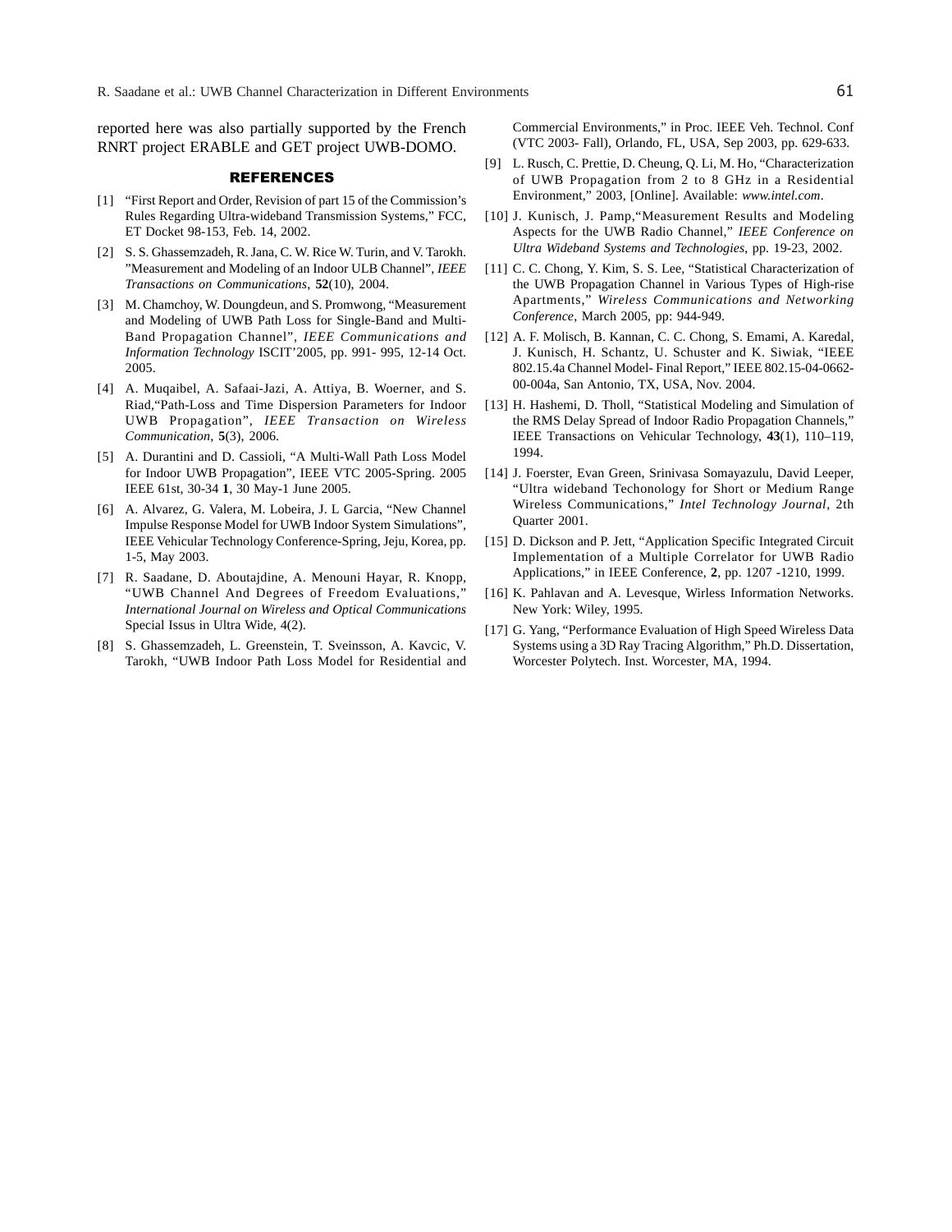reported here was also partially supported by the French RNRT project ERABLE and GET project UWB-DOMO.

## REFERENCES

[1] "First Report and Order, Revision of part 15 of the Commission's Rules Regarding Ultra-wideband Transmission Systems," FCC, ET Docket 98-153, Feb. 14, 2002.

[2] S. S. Ghassemzadeh, R. Jana, C. W. Rice W. Turin, and V. Tarokh. "Measurement and Modeling of an Indoor ULB Channel", *IEEE Transactions on Communications*, **52**(10), 2004.

[3] M. Chamchoy, W. Doungdeun, and S. Promwong, "Measurement and Modeling of UWB Path Loss for Single-Band and Multi-Band Propagation Channel", *IEEE Communications and Information Technology* ISCIT'2005, pp. 991- 995, 12-14 Oct. 2005.

[4] A. Muqaibel, A. Safaai-Jazi, A. Attiya, B. Woerner, and S. Riad,"Path-Loss and Time Dispersion Parameters for Indoor UWB Propagation", *IEEE Transaction on Wireless Communication*, **5**(3), 2006.

[5] A. Durantini and D. Cassioli, "A Multi-Wall Path Loss Model for Indoor UWB Propagation", IEEE VTC 2005-Spring. 2005 IEEE 61st, 30-34 **1**, 30 May-1 June 2005.

[6] A. Alvarez, G. Valera, M. Lobeira, J. L Garcia, "New Channel Impulse Response Model for UWB Indoor System Simulations", IEEE Vehicular Technology Conference-Spring, Jeju, Korea, pp. 1-5, May 2003.

[7] R. Saadane, D. Aboutajdine, A. Menouni Hayar, R. Knopp, "UWB Channel And Degrees of Freedom Evaluations," *International Journal on Wireless and Optical Communications* Special Issus in Ultra Wide, 4(2).

[8] S. Ghassemzadeh, L. Greenstein, T. Sveinsson, A. Kavcic, V. Tarokh, "UWB Indoor Path Loss Model for Residential and Commercial Environments," in Proc. IEEE Veh. Technol. Conf (VTC 2003- Fall), Orlando, FL, USA, Sep 2003, pp. 629-633.

[9] L. Rusch, C. Prettie, D. Cheung, Q. Li, M. Ho, "Characterization of UWB Propagation from 2 to 8 GHz in a Residential Environment," 2003, [Online]. Available: *www.intel.com*.

[10] J. Kunisch, J. Pamp,"Measurement Results and Modeling Aspects for the UWB Radio Channel," *IEEE Conference on Ultra Wideband Systems and Technologies*, pp. 19-23, 2002.

[11] C. C. Chong, Y. Kim, S. S. Lee, "Statistical Characterization of the UWB Propagation Channel in Various Types of High-rise Apartments," *Wireless Communications and Networking Conference*, March 2005, pp: 944-949.

[12] A. F. Molisch, B. Kannan, C. C. Chong, S. Emami, A. Karedal, J. Kunisch, H. Schantz, U. Schuster and K. Siwiak, "IEEE 802.15.4a Channel Model- Final Report," IEEE 802.15-04-0662-00-004a, San Antonio, TX, USA, Nov. 2004.

[13] H. Hashemi, D. Tholl, "Statistical Modeling and Simulation of the RMS Delay Spread of Indoor Radio Propagation Channels," IEEE Transactions on Vehicular Technology, **43**(1), 110–119, 1994.

[14] J. Foerster, Evan Green, Srinivasa Somayazulu, David Leeper, "Ultra wideband Techonology for Short or Medium Range Wireless Communications," *Intel Technology Journal*, 2th Quarter 2001.

[15] D. Dickson and P. Jett, "Application Specific Integrated Circuit Implementation of a Multiple Correlator for UWB Radio Applications," in IEEE Conference, **2**, pp. 1207 -1210, 1999.

[16] K. Pahlavan and A. Levesque, Wirless Information Networks. New York: Wiley, 1995.

[17] G. Yang, "Performance Evaluation of High Speed Wireless Data Systems using a 3D Ray Tracing Algorithm," Ph.D. Dissertation, Worcester Polytech. Inst. Worcester, MA, 1994.